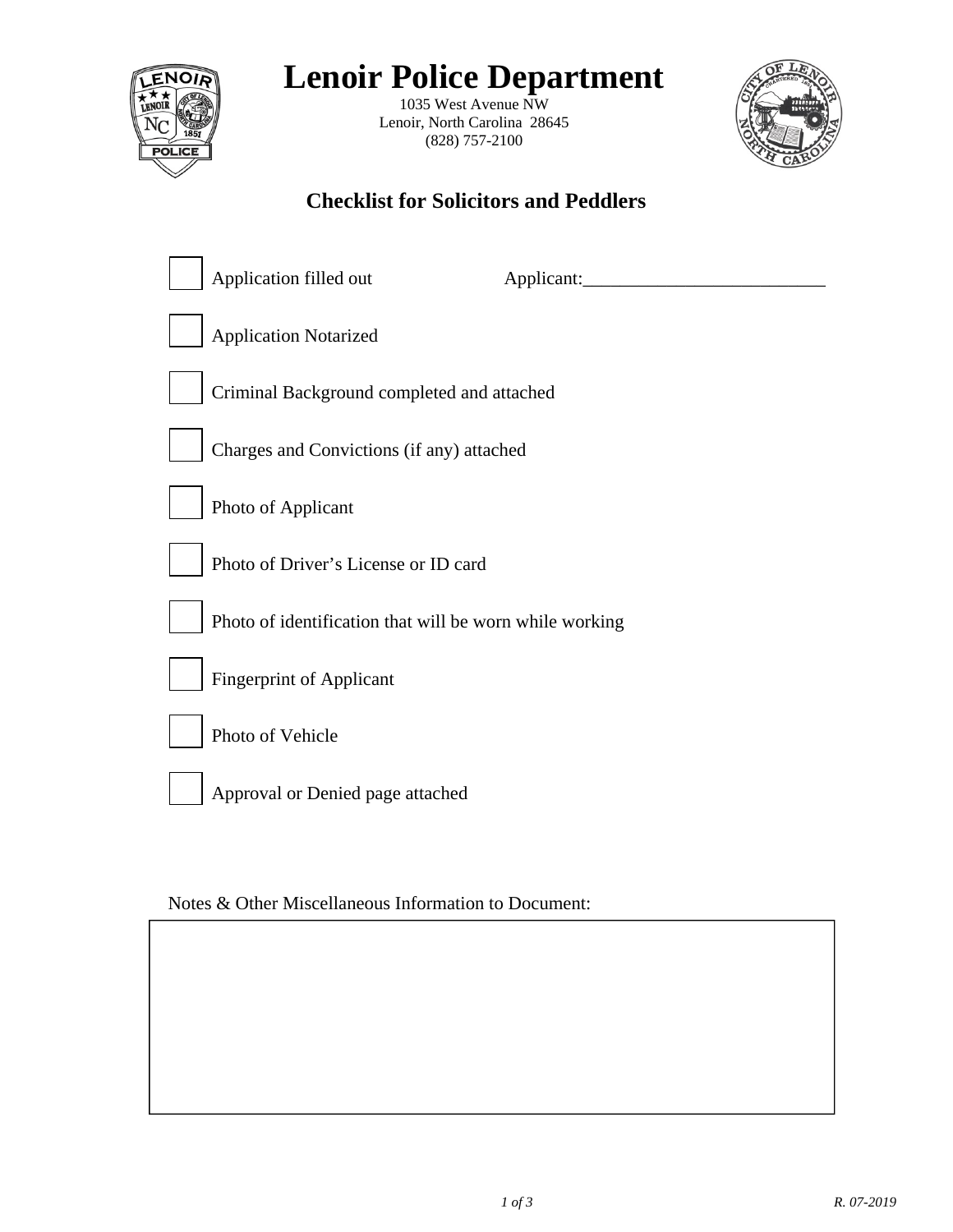# Lenoir Police Department

1035 West Avenue NW
Lenoir, North Carolina 28645
(828) 757-2100

## Checklist for Solicitors and Peddlers

- [ ] Application filled out Applicant:___________________________
- [ ] Application Notarized
- [ ] Criminal Background completed and attached
- [ ] Charges and Convictions (if any) attached
- [ ] Photo of Applicant
- [ ] Photo of Driver's License or ID card
- [ ] Photo of identification that will be worn while working
- [ ] Fingerprint of Applicant
- [ ] Photo of Vehicle
- [ ] Approval or Denied page attached

Notes & Other Miscellaneous Information to Document:

*R. 07-2019*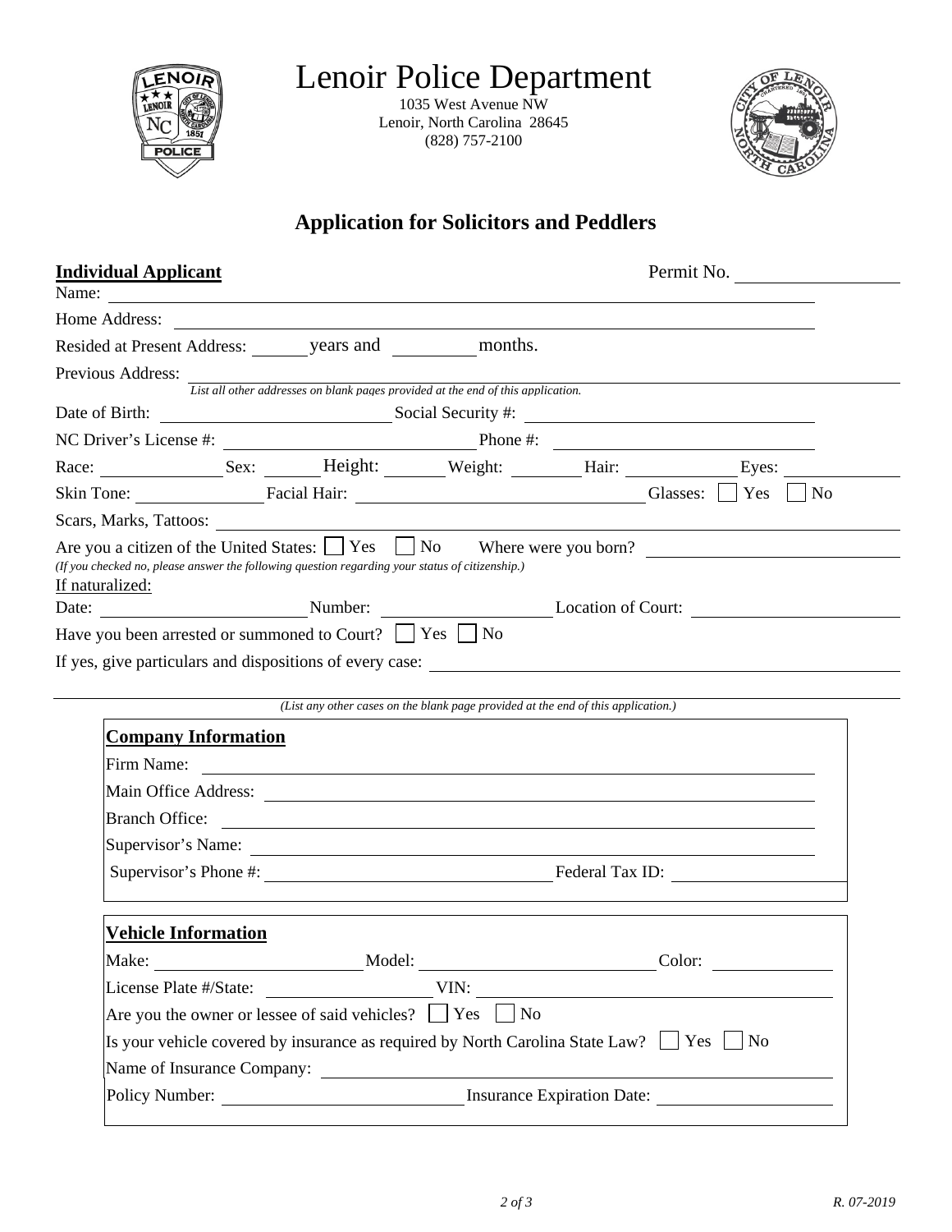# Lenoir Police Department

1035 West Avenue NW
Lenoir, North Carolina 28645
(828) 757-2100

## Application for Solicitors and Peddlers

**Individual Applicant** Permit No. ____________

Name: ____________________________________________

Home Address: ____________________________________________

Resided at Present Address: ______ years and ______ months.

Previous Address: ____________________________________________
*List all other addresses on blank pages provided at the end of this application.*

Date of Birth: ______________ Social Security #: ______________

NC Driver's License #: ______________ Phone #: ______________

Race: ________ Sex: ______ Height: ______ Weight: ______ Hair: ______ Eyes: ______

Skin Tone: ________ Facial Hair: ______________ Glasses: ☐ Yes ☐ No

Scars, Marks, Tattoos: ____________________________________________

Are you a citizen of the United States: ☐ Yes ☐ No Where were you born? ______________
*(If you checked no, please answer the following question regarding your status of citizenship.)*

If naturalized:
Date: ______________ Number: ______________ Location of Court: ______________

Have you been arrested or summoned to Court? ☐ Yes ☐ No

If yes, give particulars and dispositions of every case: ____________________________________________

*(List any other cases on the blank page provided at the end of this application.)*

**Company Information**

Firm Name: ____________________________________________

Main Office Address: ____________________________________________

Branch Office: ____________________________________________

Supervisor's Name: ____________________________________________

Supervisor's Phone #: ______________ Federal Tax ID: ______________

**Vehicle Information**

Make: ______________ Model: ______________ Color: ______________

License Plate #/State: ______________ VIN: ______________

Are you the owner or lessee of said vehicles? ☐ Yes ☐ No

Is your vehicle covered by insurance as required by North Carolina State Law? ☐ Yes ☐ No

Name of Insurance Company: ____________________________________________

Policy Number: ______________ Insurance Expiration Date: ______________

R. 07-2019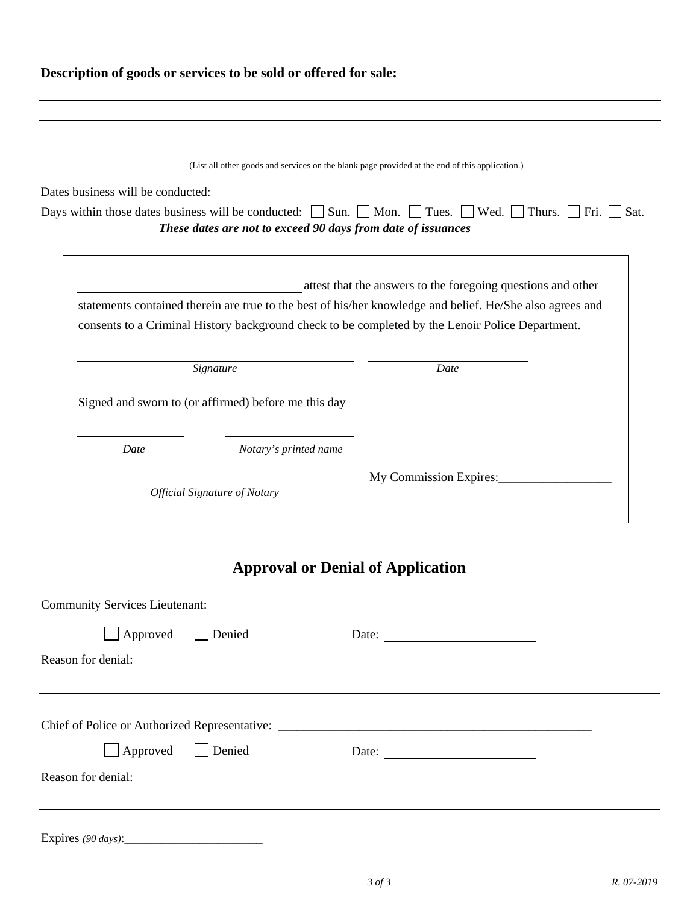**Description of goods or services to be sold or offered for sale:**

\_\_\_\_\_\_\_\_\_\_\_\_\_\_\_\_\_\_\_\_\_\_\_\_\_\_\_\_\_\_\_\_\_\_\_\_\_\_\_\_\_\_\_\_\_\_\_\_\_\_\_\_\_\_\_\_\_\_\_\_

\_\_\_\_\_\_\_\_\_\_\_\_\_\_\_\_\_\_\_\_\_\_\_\_\_\_\_\_\_\_\_\_\_\_\_\_\_\_\_\_\_\_\_\_\_\_\_\_\_\_\_\_\_\_\_\_\_\_\_\_

\_\_\_\_\_\_\_\_\_\_\_\_\_\_\_\_\_\_\_\_\_\_\_\_\_\_\_\_\_\_\_\_\_\_\_\_\_\_\_\_\_\_\_\_\_\_\_\_\_\_\_\_\_\_\_\_\_\_\_\_

\_\_\_\_\_\_\_\_\_\_\_\_\_\_\_\_\_\_\_\_\_\_\_\_\_\_\_\_\_\_\_\_\_\_\_\_\_\_\_\_\_\_\_\_\_\_\_\_\_\_\_\_\_\_\_\_\_\_\_\_

(List all other goods and services on the blank page provided at the end of this application.)

Dates business will be conducted: \_\_\_\_\_\_\_\_\_\_\_\_\_\_\_\_\_\_\_\_\_\_\_\_\_\_\_\_\_\_

Days within those dates business will be conducted: ☐ Sun. ☐ Mon. ☐ Tues. ☐ Wed. ☐ Thurs. ☐ Fri. ☐ Sat.

***These dates are not to exceed 90 days from date of issuances***

\_\_\_\_\_\_\_\_\_\_\_\_\_\_\_\_\_\_\_\_\_\_\_\_\_ attest that the answers to the foregoing questions and other statements contained therein are true to the best of his/her knowledge and belief. He/She also agrees and consents to a Criminal History background check to be completed by the Lenoir Police Department.

\_\_\_\_\_\_\_\_\_\_\_\_\_\_\_\_\_\_\_\_\_\_\_\_\_\_\_\_\_\_ \_\_\_\_\_\_\_\_\_\_\_\_\_\_\_\_\_\_\_\_

*Signature* *Date*

Signed and sworn to (or affirmed) before me this day

\_\_\_\_\_\_\_\_\_\_\_\_\_\_ \_\_\_\_\_\_\_\_\_\_\_\_\_\_\_\_\_\_

*Date* *Notary's printed name*

\_\_\_\_\_\_\_\_\_\_\_\_\_\_\_\_\_\_\_\_\_\_\_\_\_\_\_\_\_\_ My Commission Expires:\_\_\_\_\_\_\_\_\_\_\_\_\_\_\_\_\_\_

*Official Signature of Notary*

## Approval or Denial of Application

Community Services Lieutenant: \_\_\_\_\_\_\_\_\_\_\_\_\_\_\_\_\_\_\_\_\_\_\_\_\_\_\_\_\_\_\_\_\_\_\_\_\_\_\_\_

☐ Approved ☐ Denied Date: \_\_\_\_\_\_\_\_\_\_\_\_\_\_\_\_\_\_\_\_

Reason for denial: \_\_\_\_\_\_\_\_\_\_\_\_\_\_\_\_\_\_\_\_\_\_\_\_\_\_\_\_\_\_\_\_\_\_\_\_\_\_\_\_\_\_\_\_\_\_\_\_\_\_

\_\_\_\_\_\_\_\_\_\_\_\_\_\_\_\_\_\_\_\_\_\_\_\_\_\_\_\_\_\_\_\_\_\_\_\_\_\_\_\_\_\_\_\_\_\_\_\_\_\_\_\_\_\_\_\_\_\_\_\_

Chief of Police or Authorized Representative: \_\_\_\_\_\_\_\_\_\_\_\_\_\_\_\_\_\_\_\_\_\_\_\_\_\_\_\_\_\_\_\_\_\_\_\_\_\_\_\_\_\_\_\_\_\_\_\_\_\_

☐ Approved ☐ Denied Date: \_\_\_\_\_\_\_\_\_\_\_\_\_\_\_\_\_\_\_\_

Reason for denial: \_\_\_\_\_\_\_\_\_\_\_\_\_\_\_\_\_\_\_\_\_\_\_\_\_\_\_\_\_\_\_\_\_\_\_\_\_\_\_\_\_\_\_\_\_\_\_\_\_\_

\_\_\_\_\_\_\_\_\_\_\_\_\_\_\_\_\_\_\_\_\_\_\_\_\_\_\_\_\_\_\_\_\_\_\_\_\_\_\_\_\_\_\_\_\_\_\_\_\_\_\_\_\_\_\_\_\_\_\_\_

Expires *(90 days)*:\_\_\_\_\_\_\_\_\_\_\_\_\_\_\_\_\_\_\_\_\_\_\_\_

*R. 07-2019*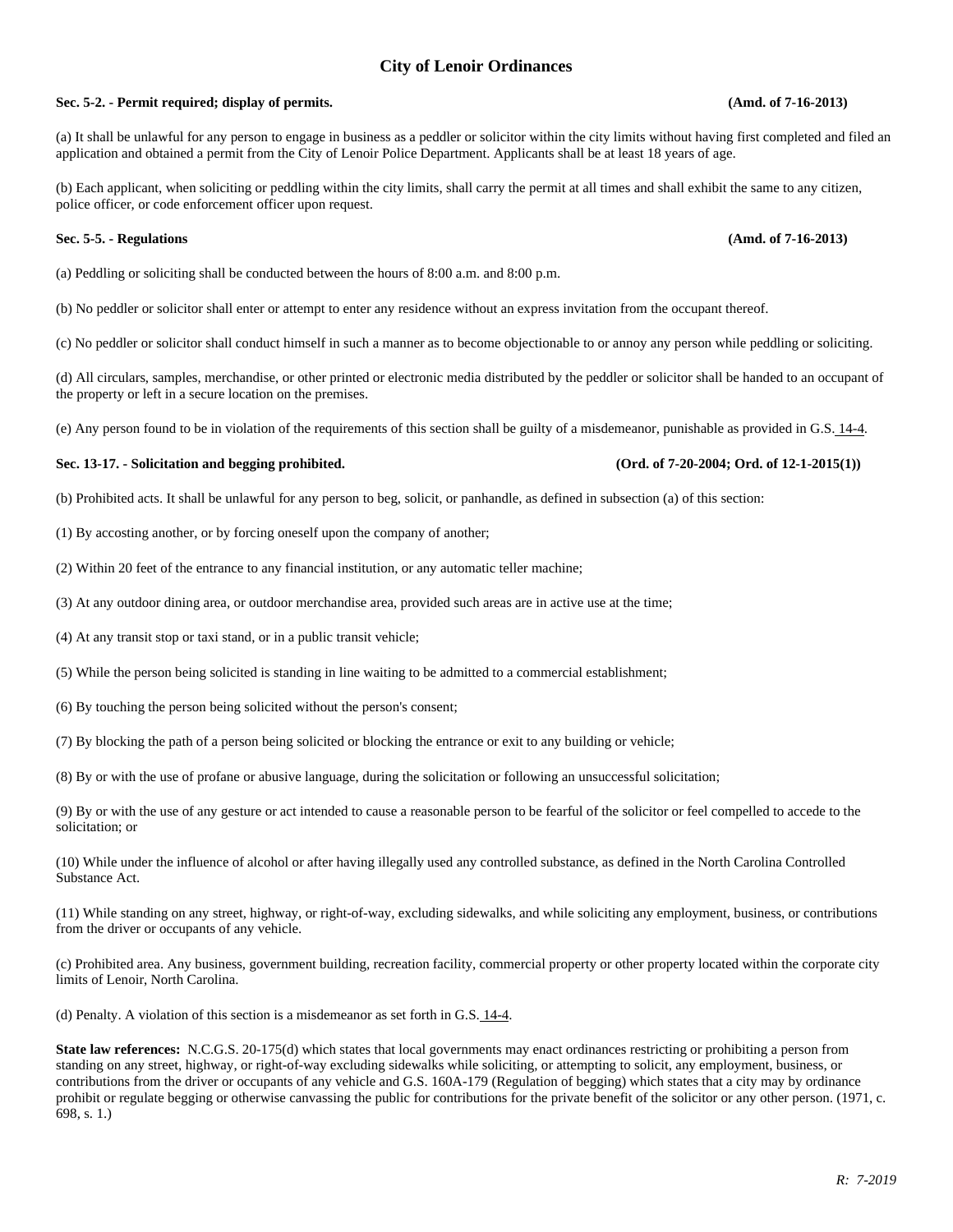# City of Lenoir Ordinances

**Sec. 5-2. - Permit required; display of permits.** **(Amd. of 7-16-2013)**

(a) It shall be unlawful for any person to engage in business as a peddler or solicitor within the city limits without having first completed and filed an application and obtained a permit from the City of Lenoir Police Department. Applicants shall be at least 18 years of age.

(b) Each applicant, when soliciting or peddling within the city limits, shall carry the permit at all times and shall exhibit the same to any citizen, police officer, or code enforcement officer upon request.

**Sec. 5-5. - Regulations** **(Amd. of 7-16-2013)**

(a) Peddling or soliciting shall be conducted between the hours of 8:00 a.m. and 8:00 p.m.

(b) No peddler or solicitor shall enter or attempt to enter any residence without an express invitation from the occupant thereof.

(c) No peddler or solicitor shall conduct himself in such a manner as to become objectionable to or annoy any person while peddling or soliciting.

(d) All circulars, samples, merchandise, or other printed or electronic media distributed by the peddler or solicitor shall be handed to an occupant of the property or left in a secure location on the premises.

(e) Any person found to be in violation of the requirements of this section shall be guilty of a misdemeanor, punishable as provided in G.S. 14-4.

**Sec. 13-17. - Solicitation and begging prohibited.** **(Ord. of 7-20-2004; Ord. of 12-1-2015(1))**

(b) Prohibited acts. It shall be unlawful for any person to beg, solicit, or panhandle, as defined in subsection (a) of this section:

(1) By accosting another, or by forcing oneself upon the company of another;

(2) Within 20 feet of the entrance to any financial institution, or any automatic teller machine;

(3) At any outdoor dining area, or outdoor merchandise area, provided such areas are in active use at the time;

(4) At any transit stop or taxi stand, or in a public transit vehicle;

(5) While the person being solicited is standing in line waiting to be admitted to a commercial establishment;

(6) By touching the person being solicited without the person's consent;

(7) By blocking the path of a person being solicited or blocking the entrance or exit to any building or vehicle;

(8) By or with the use of profane or abusive language, during the solicitation or following an unsuccessful solicitation;

(9) By or with the use of any gesture or act intended to cause a reasonable person to be fearful of the solicitor or feel compelled to accede to the solicitation; or

(10) While under the influence of alcohol or after having illegally used any controlled substance, as defined in the North Carolina Controlled Substance Act.

(11) While standing on any street, highway, or right-of-way, excluding sidewalks, and while soliciting any employment, business, or contributions from the driver or occupants of any vehicle.

(c) Prohibited area. Any business, government building, recreation facility, commercial property or other property located within the corporate city limits of Lenoir, North Carolina.

(d) Penalty. A violation of this section is a misdemeanor as set forth in G.S. 14-4.

**State law references:** N.C.G.S. 20-175(d) which states that local governments may enact ordinances restricting or prohibiting a person from standing on any street, highway, or right-of-way excluding sidewalks while soliciting, or attempting to solicit, any employment, business, or contributions from the driver or occupants of any vehicle and G.S. 160A-179 (Regulation of begging) which states that a city may by ordinance prohibit or regulate begging or otherwise canvassing the public for contributions for the private benefit of the solicitor or any other person. (1971, c. 698, s. 1.)

*R: 7-2019*